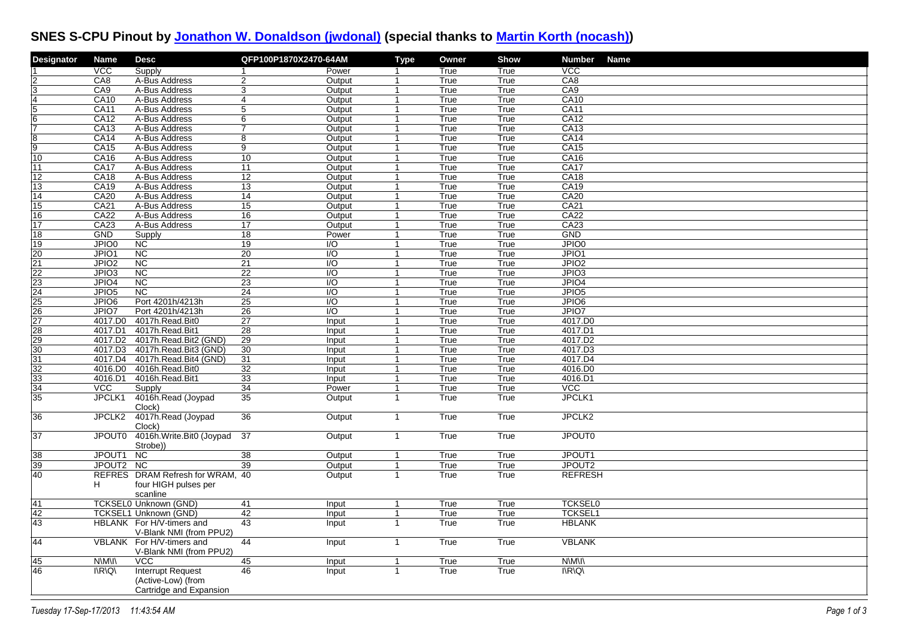# SNES S-CPU Pinout by Jonathon W. Donaldson (jwdonal) (special thanks to Martin Korth (nocash))

| Designator | Name | Desc | QFP100P1870X2470-64AM | Type | Owner | Show | Number | Name |
|---|---|---|---|---|---|---|---|---|
| 1 | VCC | Supply | 1 | Power | 1 | True | True | VCC |
| 2 | CA8 | A-Bus Address | 2 | Output | 1 | True | True | CA8 |
| 3 | CA9 | A-Bus Address | 3 | Output | 1 | True | True | CA9 |
| 4 | CA10 | A-Bus Address | 4 | Output | 1 | True | True | CA10 |
| 5 | CA11 | A-Bus Address | 5 | Output | 1 | True | True | CA11 |
| 6 | CA12 | A-Bus Address | 6 | Output | 1 | True | True | CA12 |
| 7 | CA13 | A-Bus Address | 7 | Output | 1 | True | True | CA13 |
| 8 | CA14 | A-Bus Address | 8 | Output | 1 | True | True | CA14 |
| 9 | CA15 | A-Bus Address | 9 | Output | 1 | True | True | CA15 |
| 10 | CA16 | A-Bus Address | 10 | Output | 1 | True | True | CA16 |
| 11 | CA17 | A-Bus Address | 11 | Output | 1 | True | True | CA17 |
| 12 | CA18 | A-Bus Address | 12 | Output | 1 | True | True | CA18 |
| 13 | CA19 | A-Bus Address | 13 | Output | 1 | True | True | CA19 |
| 14 | CA20 | A-Bus Address | 14 | Output | 1 | True | True | CA20 |
| 15 | CA21 | A-Bus Address | 15 | Output | 1 | True | True | CA21 |
| 16 | CA22 | A-Bus Address | 16 | Output | 1 | True | True | CA22 |
| 17 | CA23 | A-Bus Address | 17 | Output | 1 | True | True | CA23 |
| 18 | GND | Supply | 18 | Power | 1 | True | True | GND |
| 19 | JPIO0 | NC | 19 | I/O | 1 | True | True | JPIO0 |
| 20 | JPIO1 | NC | 20 | I/O | 1 | True | True | JPIO1 |
| 21 | JPIO2 | NC | 21 | I/O | 1 | True | True | JPIO2 |
| 22 | JPIO3 | NC | 22 | I/O | 1 | True | True | JPIO3 |
| 23 | JPIO4 | NC | 23 | I/O | 1 | True | True | JPIO4 |
| 24 | JPIO5 | NC | 24 | I/O | 1 | True | True | JPIO5 |
| 25 | JPIO6 | Port 4201h/4213h | 25 | I/O | 1 | True | True | JPIO6 |
| 26 | JPIO7 | Port 4201h/4213h | 26 | I/O | 1 | True | True | JPIO7 |
| 27 | 4017.D0 | 4017h.Read.Bit0 | 27 | Input | 1 | True | True | 4017.D0 |
| 28 | 4017.D1 | 4017h.Read.Bit1 | 28 | Input | 1 | True | True | 4017.D1 |
| 29 | 4017.D2 | 4017h.Read.Bit2 (GND) | 29 | Input | 1 | True | True | 4017.D2 |
| 30 | 4017.D3 | 4017h.Read.Bit3 (GND) | 30 | Input | 1 | True | True | 4017.D3 |
| 31 | 4017.D4 | 4017h.Read.Bit4 (GND) | 31 | Input | 1 | True | True | 4017.D4 |
| 32 | 4016.D0 | 4016h.Read.Bit0 | 32 | Input | 1 | True | True | 4016.D0 |
| 33 | 4016.D1 | 4016h.Read.Bit1 | 33 | Input | 1 | True | True | 4016.D1 |
| 34 | VCC | Supply | 34 | Power | 1 | True | True | VCC |
| 35 | JPCLK1 | 4016h.Read (Joypad Clock) | 35 | Output | 1 | True | True | JPCLK1 |
| 36 | JPCLK2 | 4017h.Read (Joypad Clock) | 36 | Output | 1 | True | True | JPCLK2 |
| 37 | JPOUT0 | 4016h.Write.Bit0 (Joypad Strobe)) | 37 | Output | 1 | True | True | JPOUT0 |
| 38 | JPOUT1 | NC | 38 | Output | 1 | True | True | JPOUT1 |
| 39 | JPOUT2 | NC | 39 | Output | 1 | True | True | JPOUT2 |
| 40 | REFRESH | DRAM Refresh for WRAM, four HIGH pulses per scanline | 40 | Output | 1 | True | True | REFRESH |
| 41 | TCKSEL0 | Unknown (GND) | 41 | Input | 1 | True | True | TCKSEL0 |
| 42 | TCKSEL1 | Unknown (GND) | 42 | Input | 1 | True | True | TCKSEL1 |
| 43 | HBLANK | For H/V-timers and V-Blank NMI (from PPU2) | 43 | Input | 1 | True | True | HBLANK |
| 44 | VBLANK | For H/V-timers and V-Blank NMI (from PPU2) | 44 | Input | 1 | True | True | VBLANK |
| 45 | N\M\I\ | VCC | 45 | Input | 1 | True | True | N\M\I\ |
| 46 | I\R\Q\ | Interrupt Request (Active-Low) (from Cartridge and Expansion | 46 | Input | 1 | True | True | I\R\Q\ |

*Tuesday 17-Sep-17/2013 11:43:54 AM*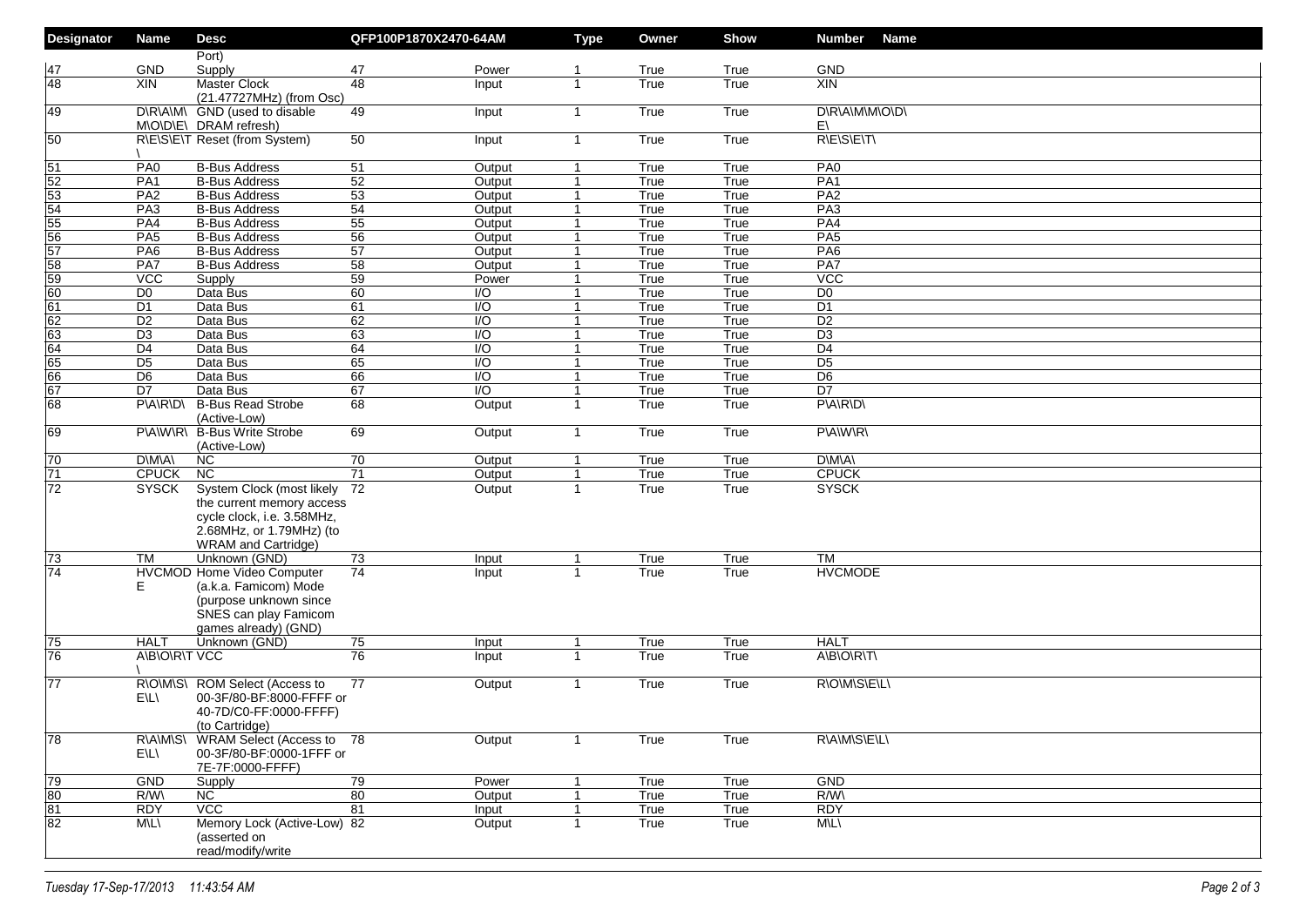| Designator | Name | Desc | QFP100P1870X2470-64AM | Type | Owner | Show | Number | Name |
|---|---|---|---|---|---|---|---|---|
| | | Port) | | | | | | |
| 47 | GND | Supply | 47 | Power | 1 | True | True | GND |
| 48 | XIN | Master Clock (21.47727MHz) (from Osc) | 48 | Input | 1 | True | True | XIN |
| 49 | D\R\A\M\M\O\D\E\ | GND (used to disable DRAM refresh) | 49 | Input | 1 | True | True | D\R\A\M\M\O\D\E\ |
| 50 | R\E\S\E\T\ | Reset (from System) | 50 | Input | 1 | True | True | R\E\S\E\T\ |
| 51 | PA0 | B-Bus Address | 51 | Output | 1 | True | True | PA0 |
| 52 | PA1 | B-Bus Address | 52 | Output | 1 | True | True | PA1 |
| 53 | PA2 | B-Bus Address | 53 | Output | 1 | True | True | PA2 |
| 54 | PA3 | B-Bus Address | 54 | Output | 1 | True | True | PA3 |
| 55 | PA4 | B-Bus Address | 55 | Output | 1 | True | True | PA4 |
| 56 | PA5 | B-Bus Address | 56 | Output | 1 | True | True | PA5 |
| 57 | PA6 | B-Bus Address | 57 | Output | 1 | True | True | PA6 |
| 58 | PA7 | B-Bus Address | 58 | Output | 1 | True | True | PA7 |
| 59 | VCC | Supply | 59 | Power | 1 | True | True | VCC |
| 60 | D0 | Data Bus | 60 | I/O | 1 | True | True | D0 |
| 61 | D1 | Data Bus | 61 | I/O | 1 | True | True | D1 |
| 62 | D2 | Data Bus | 62 | I/O | 1 | True | True | D2 |
| 63 | D3 | Data Bus | 63 | I/O | 1 | True | True | D3 |
| 64 | D4 | Data Bus | 64 | I/O | 1 | True | True | D4 |
| 65 | D5 | Data Bus | 65 | I/O | 1 | True | True | D5 |
| 66 | D6 | Data Bus | 66 | I/O | 1 | True | True | D6 |
| 67 | D7 | Data Bus | 67 | I/O | 1 | True | True | D7 |
| 68 | P\A\R\D\ | B-Bus Read Strobe (Active-Low) | 68 | Output | 1 | True | True | P\A\R\D\ |
| 69 | P\A\W\R\ | B-Bus Write Strobe (Active-Low) | 69 | Output | 1 | True | True | P\A\W\R\ |
| 70 | D\M\A\ | NC | 70 | Output | 1 | True | True | D\M\A\ |
| 71 | CPUCK | NC | 71 | Output | 1 | True | True | CPUCK |
| 72 | SYSCK | System Clock (most likely the current memory access cycle clock, i.e. 3.58MHz, 2.68MHz, or 1.79MHz) (to WRAM and Cartridge) | 72 | Output | 1 | True | True | SYSCK |
| 73 | TM | Unknown (GND) | 73 | Input | 1 | True | True | TM |
| 74 | HVCMODE | Home Video Computer (a.k.a. Famicom) Mode (purpose unknown since SNES can play Famicom games already) (GND) | 74 | Input | 1 | True | True | HVCMODE |
| 75 | HALT | Unknown (GND) | 75 | Input | 1 | True | True | HALT |
| 76 | A\B\O\R\T\ | VCC | 76 | Input | 1 | True | True | A\B\O\R\T\ |
| 77 | R\O\M\S\E\L\ | ROM Select (Access to 00-3F/80-BF:8000-FFFF or 40-7D/C0-FF:0000-FFFF) (to Cartridge) | 77 | Output | 1 | True | True | R\O\M\S\E\L\ |
| 78 | R\A\M\S\E\L\ | WRAM Select (Access to 00-3F/80-BF:0000-1FFF or 7E-7F:0000-FFFF) | 78 | Output | 1 | True | True | R\A\M\S\E\L\ |
| 79 | GND | Supply | 79 | Power | 1 | True | True | GND |
| 80 | R/W\ | NC | 80 | Output | 1 | True | True | R/W\ |
| 81 | RDY | VCC | 81 | Input | 1 | True | True | RDY |
| 82 | M\L\ | Memory Lock (Active-Low) (asserted on read/modify/write | 82 | Output | 1 | True | True | M\L\ |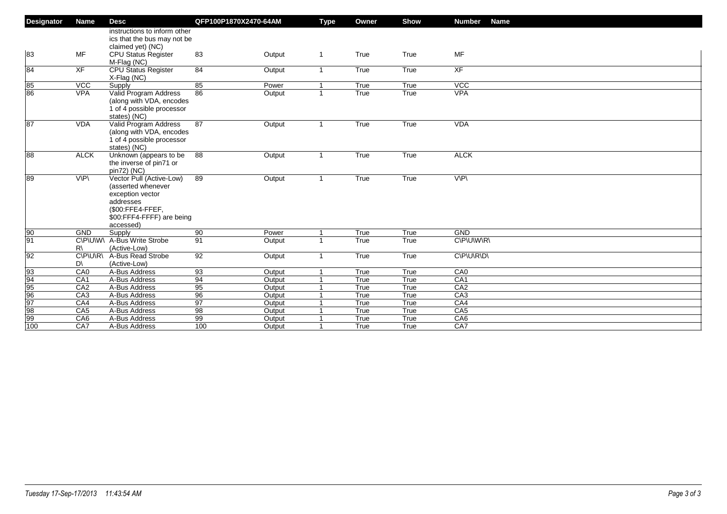| Designator | Name | Desc | QFP100P1870X2470-64AM | Type | Owner | Show | Number | Name |
|---|---|---|---|---|---|---|---|---|
| | | instructions to inform other ics that the bus may not be claimed yet) (NC) | | | | | | |
| 83 | MF | CPU Status Register M-Flag (NC) | 83 | Output | 1 | True | True | MF |
| 84 | XF | CPU Status Register X-Flag (NC) | 84 | Output | 1 | True | True | XF |
| 85 | VCC | Supply | 85 | Power | 1 | True | True | VCC |
| 86 | VPA | Valid Program Address (along with VDA, encodes 1 of 4 possible processor states) (NC) | 86 | Output | 1 | True | True | VPA |
| 87 | VDA | Valid Program Address (along with VDA, encodes 1 of 4 possible processor states) (NC) | 87 | Output | 1 | True | True | VDA |
| 88 | ALCK | Unknown (appears to be the inverse of pin71 or pin72) (NC) | 88 | Output | 1 | True | True | ALCK |
| 89 | V\P\ | Vector Pull (Active-Low) (asserted whenever exception vector addresses ($00:FFE4-FFEF, $00:FFF4-FFFF) are being accessed) | 89 | Output | 1 | True | True | V\P\ |
| 90 | GND | Supply | 90 | Power | 1 | True | True | GND |
| 91 | C\P\U\W\R\ | A-Bus Write Strobe (Active-Low) | 91 | Output | 1 | True | True | C\P\U\W\R\ |
| 92 | C\P\U\R\D\ | A-Bus Read Strobe (Active-Low) | 92 | Output | 1 | True | True | C\P\U\R\D\ |
| 93 | CA0 | A-Bus Address | 93 | Output | 1 | True | True | CA0 |
| 94 | CA1 | A-Bus Address | 94 | Output | 1 | True | True | CA1 |
| 95 | CA2 | A-Bus Address | 95 | Output | 1 | True | True | CA2 |
| 96 | CA3 | A-Bus Address | 96 | Output | 1 | True | True | CA3 |
| 97 | CA4 | A-Bus Address | 97 | Output | 1 | True | True | CA4 |
| 98 | CA5 | A-Bus Address | 98 | Output | 1 | True | True | CA5 |
| 99 | CA6 | A-Bus Address | 99 | Output | 1 | True | True | CA6 |
| 100 | CA7 | A-Bus Address | 100 | Output | 1 | True | True | CA7 |

*Tuesday 17-Sep-17/2013 11:43:54 AM*